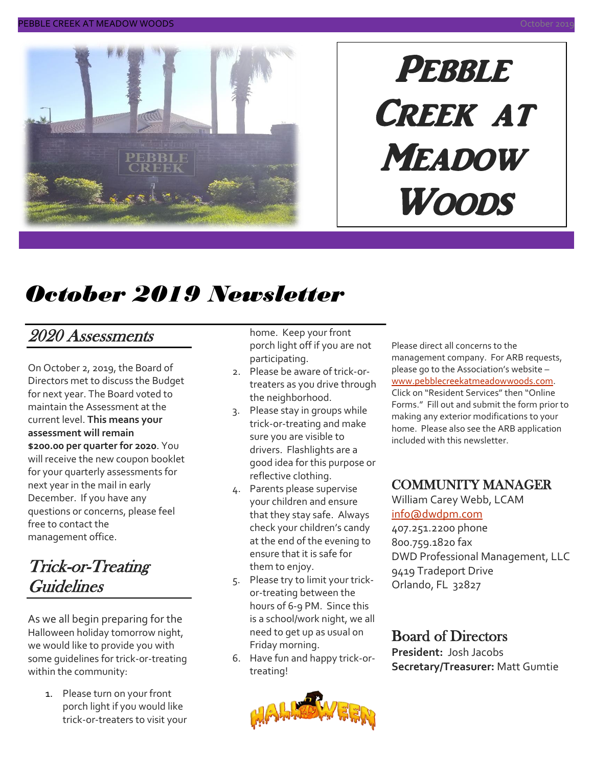# Pebble Creek at Meadow Woods

## October 2019 Newsletter

### 2020 Assessments

On October 2, 2019, the Board of Directors met to discuss the Budget for next year. The Board voted to maintain the Assessment at the current level. **This means your assessment will remain $200.00 per quarter for 2020**. You will receive the new coupon booklet for your quarterly assessments for next year in the mail in early December. If you have any questions or concerns, please feel free to contact the management office.

### Trick-or-Treating Guidelines

As we all begin preparing for the Halloween holiday tomorrow night, we would like to provide you with some guidelines for trick-or-treating within the community:

1. Please turn on your front porch light if you would like trick-or-treaters to visit your home. Keep your front porch light off if you are not participating.
2. Please be aware of trick-or-treaters as you drive through the neighborhood.
3. Please stay in groups while trick-or-treating and make sure you are visible to drivers. Flashlights are a good idea for this purpose or reflective clothing.
4. Parents please supervise your children and ensure that they stay safe. Always check your children's candy at the end of the evening to ensure that it is safe for them to enjoy.
5. Please try to limit your trick-or-treating between the hours of 6-9 PM. Since this is a school/work night, we all need to get up as usual on Friday morning.
6. Have fun and happy trick-or-treating!

Please direct all concerns to the management company. For ARB requests, please go to the Association's website – www.pebblecreekatmeadowwoods.com. Click on "Resident Services" then "Online Forms." Fill out and submit the form prior to making any exterior modifications to your home. Please also see the ARB application included with this newsletter.

### COMMUNITY MANAGER

William Carey Webb, LCAM
info@dwdpm.com
407.251.2200 phone
800.759.1820 fax
DWD Professional Management, LLC
9419 Tradeport Drive
Orlando, FL 32827

### Board of Directors

**President:** Josh Jacobs
**Secretary/Treasurer:** Matt Gumtie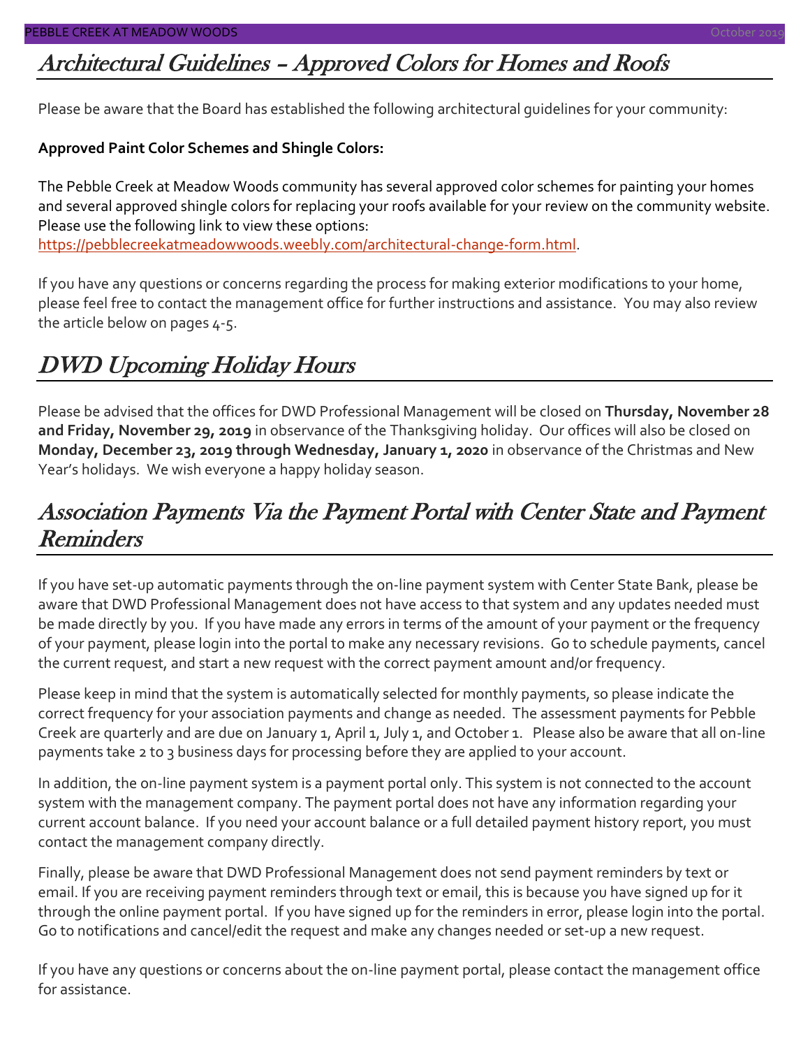## Architectural Guidelines – Approved Colors for Homes and Roofs

Please be aware that the Board has established the following architectural guidelines for your community:

**Approved Paint Color Schemes and Shingle Colors:**

The Pebble Creek at Meadow Woods community has several approved color schemes for painting your homes and several approved shingle colors for replacing your roofs available for your review on the community website. Please use the following link to view these options:
https://pebblecreekatmeadowwoods.weebly.com/architectural-change-form.html.

If you have any questions or concerns regarding the process for making exterior modifications to your home, please feel free to contact the management office for further instructions and assistance. You may also review the article below on pages 4-5.

## DWD Upcoming Holiday Hours

Please be advised that the offices for DWD Professional Management will be closed on **Thursday, November 28 and Friday, November 29, 2019** in observance of the Thanksgiving holiday. Our offices will also be closed on **Monday, December 23, 2019 through Wednesday, January 1, 2020** in observance of the Christmas and New Year's holidays. We wish everyone a happy holiday season.

## Association Payments Via the Payment Portal with Center State and Payment Reminders

If you have set-up automatic payments through the on-line payment system with Center State Bank, please be aware that DWD Professional Management does not have access to that system and any updates needed must be made directly by you. If you have made any errors in terms of the amount of your payment or the frequency of your payment, please login into the portal to make any necessary revisions. Go to schedule payments, cancel the current request, and start a new request with the correct payment amount and/or frequency.

Please keep in mind that the system is automatically selected for monthly payments, so please indicate the correct frequency for your association payments and change as needed. The assessment payments for Pebble Creek are quarterly and are due on January 1, April 1, July 1, and October 1. Please also be aware that all on-line payments take 2 to 3 business days for processing before they are applied to your account.

In addition, the on-line payment system is a payment portal only. This system is not connected to the account system with the management company. The payment portal does not have any information regarding your current account balance. If you need your account balance or a full detailed payment history report, you must contact the management company directly.

Finally, please be aware that DWD Professional Management does not send payment reminders by text or email. If you are receiving payment reminders through text or email, this is because you have signed up for it through the online payment portal. If you have signed up for the reminders in error, please login into the portal. Go to notifications and cancel/edit the request and make any changes needed or set-up a new request.

If you have any questions or concerns about the on-line payment portal, please contact the management office for assistance.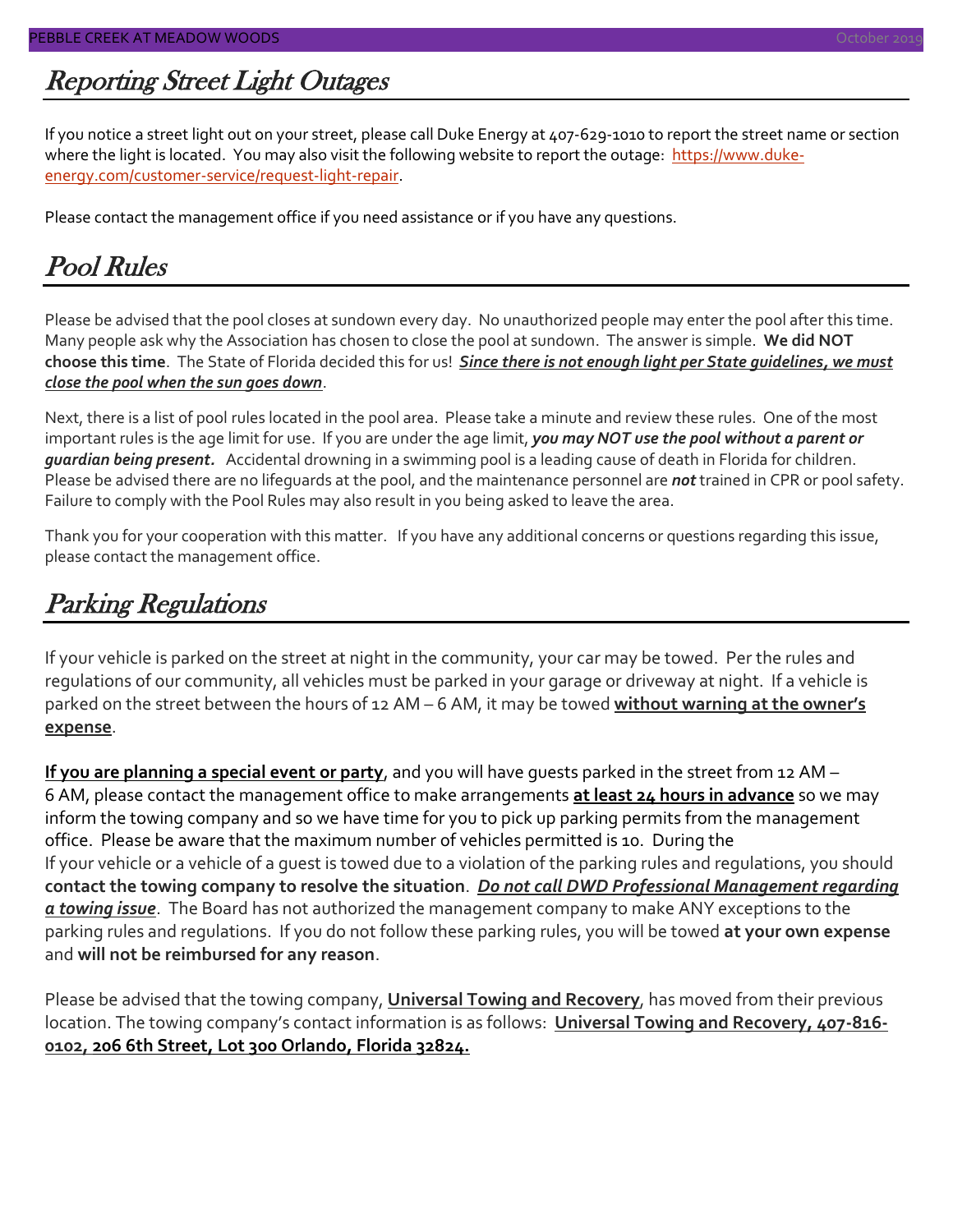## Reporting Street Light Outages

If you notice a street light out on your street, please call Duke Energy at 407-629-1010 to report the street name or section where the light is located. You may also visit the following website to report the outage: [https://www.duke-energy.com/customer-service/request-light-repair](https://www.duke-energy.com/customer-service/request-light-repair).

Please contact the management office if you need assistance or if you have any questions.

## Pool Rules

Please be advised that the pool closes at sundown every day. No unauthorized people may enter the pool after this time. Many people ask why the Association has chosen to close the pool at sundown. The answer is simple. **We did NOT choose this time**. The State of Florida decided this for us! ***Since there is not enough light per State guidelines, we must close the pool when the sun goes down***.

Next, there is a list of pool rules located in the pool area. Please take a minute and review these rules. One of the most important rules is the age limit for use. If you are under the age limit, ***you may NOT use the pool without a parent or guardian being present.*** Accidental drowning in a swimming pool is a leading cause of death in Florida for children. Please be advised there are no lifeguards at the pool, and the maintenance personnel are ***not*** trained in CPR or pool safety. Failure to comply with the Pool Rules may also result in you being asked to leave the area.

Thank you for your cooperation with this matter. If you have any additional concerns or questions regarding this issue, please contact the management office.

## Parking Regulations

If your vehicle is parked on the street at night in the community, your car may be towed. Per the rules and regulations of our community, all vehicles must be parked in your garage or driveway at night. If a vehicle is parked on the street between the hours of 12 AM – 6 AM, it may be towed **without warning at the owner's expense**.

**If you are planning a special event or party**, and you will have guests parked in the street from 12 AM – 6 AM, please contact the management office to make arrangements **at least 24 hours in advance** so we may inform the towing company and so we have time for you to pick up parking permits from the management office. Please be aware that the maximum number of vehicles permitted is 10. During the
If your vehicle or a vehicle of a guest is towed due to a violation of the parking rules and regulations, you should **contact the towing company to resolve the situation**. ***Do not call DWD Professional Management regarding a towing issue***. The Board has not authorized the management company to make ANY exceptions to the parking rules and regulations. If you do not follow these parking rules, you will be towed **at your own expense** and **will not be reimbursed for any reason**.

Please be advised that the towing company, **Universal Towing and Recovery**, has moved from their previous location. The towing company's contact information is as follows: **Universal Towing and Recovery, 407-816-0102, 206 6th Street, Lot 300 Orlando, Florida 32824.**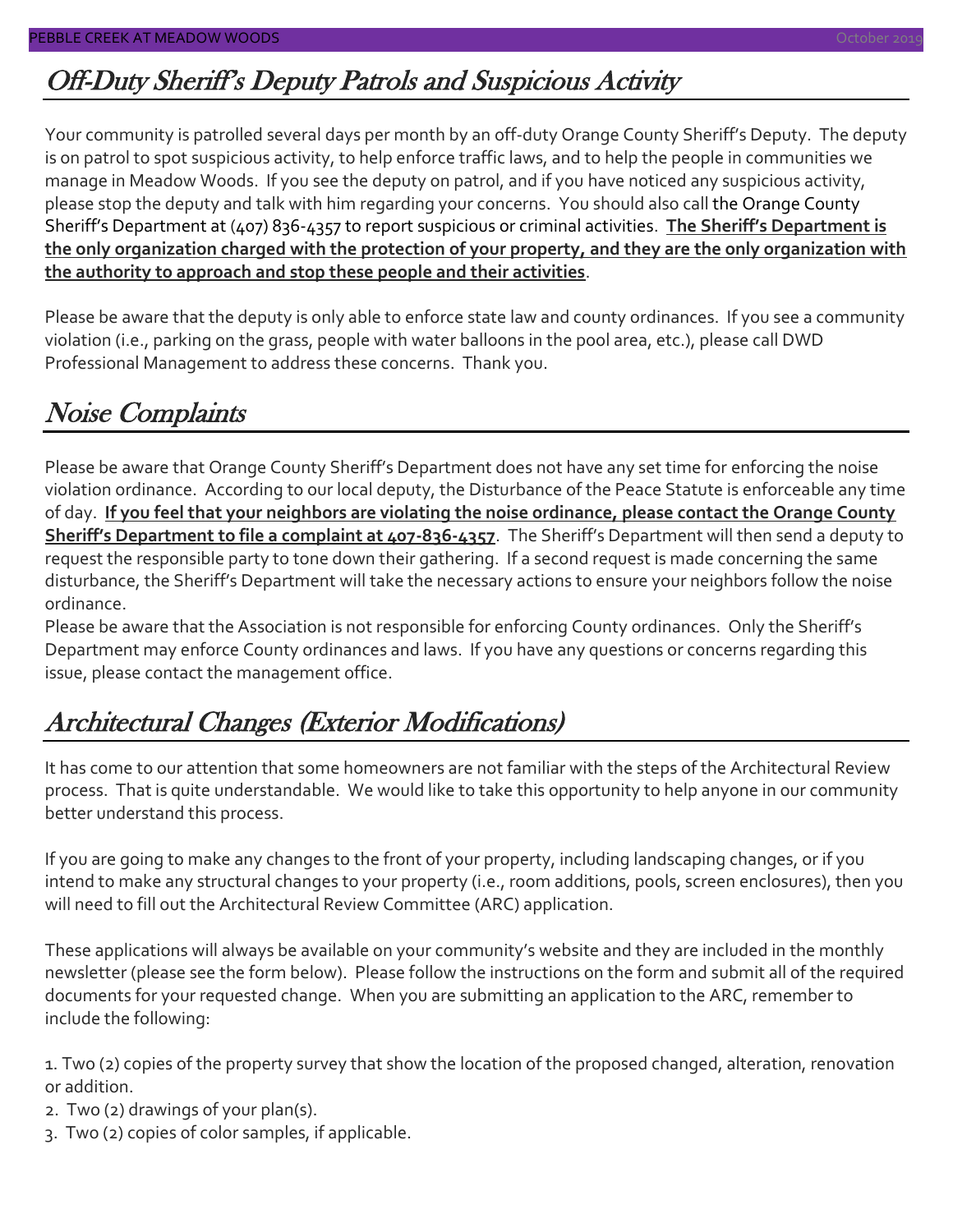## Off-Duty Sheriff's Deputy Patrols and Suspicious Activity

Your community is patrolled several days per month by an off-duty Orange County Sheriff's Deputy. The deputy is on patrol to spot suspicious activity, to help enforce traffic laws, and to help the people in communities we manage in Meadow Woods. If you see the deputy on patrol, and if you have noticed any suspicious activity, please stop the deputy and talk with him regarding your concerns. You should also call the Orange County Sheriff's Department at (407) 836-4357 to report suspicious or criminal activities. **The Sheriff's Department is the only organization charged with the protection of your property, and they are the only organization with the authority to approach and stop these people and their activities**.

Please be aware that the deputy is only able to enforce state law and county ordinances. If you see a community violation (i.e., parking on the grass, people with water balloons in the pool area, etc.), please call DWD Professional Management to address these concerns. Thank you.

## Noise Complaints

Please be aware that Orange County Sheriff's Department does not have any set time for enforcing the noise violation ordinance. According to our local deputy, the Disturbance of the Peace Statute is enforceable any time of day. **If you feel that your neighbors are violating the noise ordinance, please contact the Orange County Sheriff's Department to file a complaint at 407-836-4357**. The Sheriff's Department will then send a deputy to request the responsible party to tone down their gathering. If a second request is made concerning the same disturbance, the Sheriff's Department will take the necessary actions to ensure your neighbors follow the noise ordinance.

Please be aware that the Association is not responsible for enforcing County ordinances. Only the Sheriff's Department may enforce County ordinances and laws. If you have any questions or concerns regarding this issue, please contact the management office.

## Architectural Changes (Exterior Modifications)

It has come to our attention that some homeowners are not familiar with the steps of the Architectural Review process. That is quite understandable. We would like to take this opportunity to help anyone in our community better understand this process.

If you are going to make any changes to the front of your property, including landscaping changes, or if you intend to make any structural changes to your property (i.e., room additions, pools, screen enclosures), then you will need to fill out the Architectural Review Committee (ARC) application.

These applications will always be available on your community's website and they are included in the monthly newsletter (please see the form below). Please follow the instructions on the form and submit all of the required documents for your requested change. When you are submitting an application to the ARC, remember to include the following:

1. Two (2) copies of the property survey that show the location of the proposed changed, alteration, renovation or addition.
2. Two (2) drawings of your plan(s).
3. Two (2) copies of color samples, if applicable.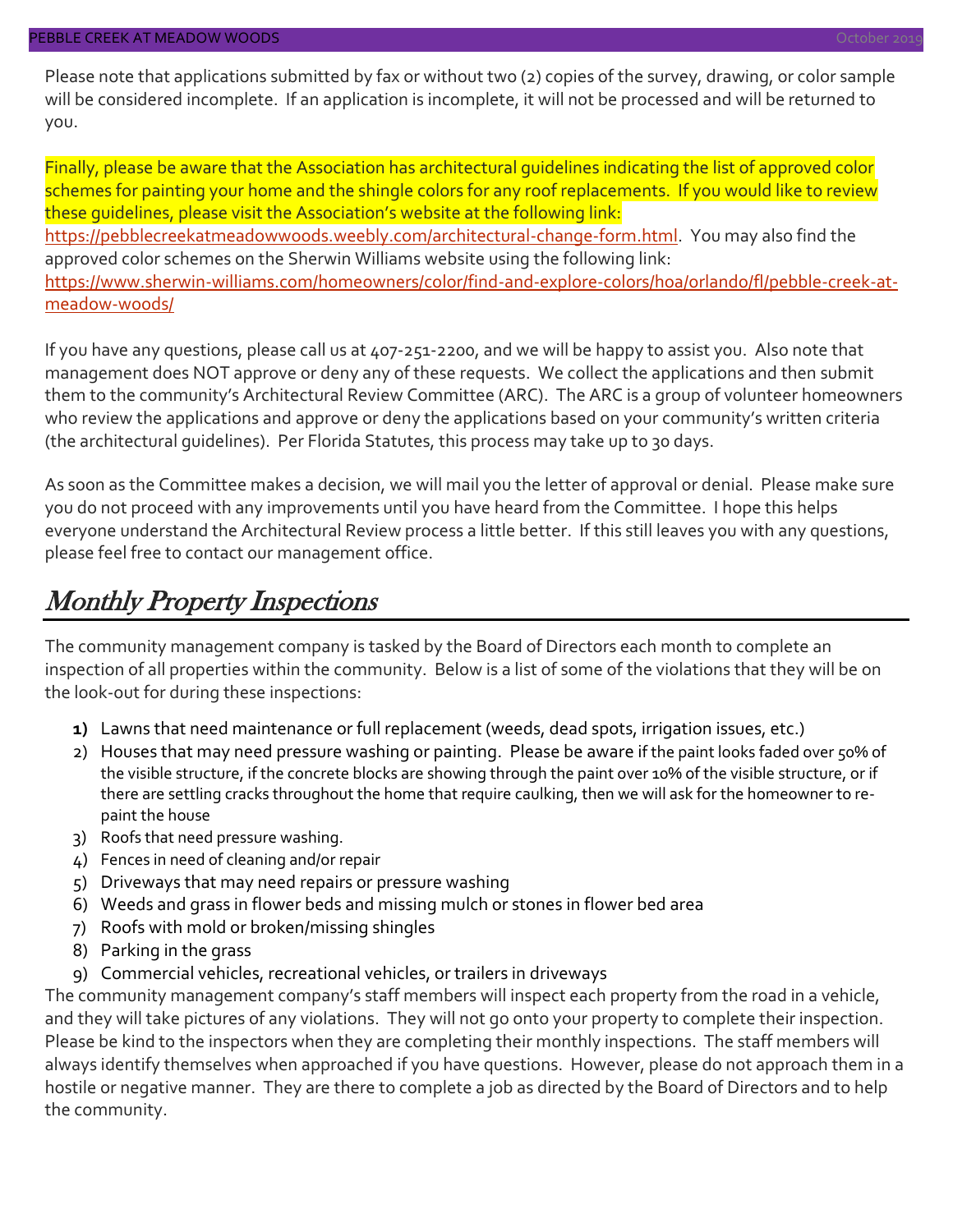Please note that applications submitted by fax or without two (2) copies of the survey, drawing, or color sample will be considered incomplete. If an application is incomplete, it will not be processed and will be returned to you.

Finally, please be aware that the Association has architectural guidelines indicating the list of approved color schemes for painting your home and the shingle colors for any roof replacements. If you would like to review these guidelines, please visit the Association's website at the following link: https://pebblecreekatmeadowwoods.weebly.com/architectural-change-form.html. You may also find the approved color schemes on the Sherwin Williams website using the following link: https://www.sherwin-williams.com/homeowners/color/find-and-explore-colors/hoa/orlando/fl/pebble-creek-at-meadow-woods/

If you have any questions, please call us at 407-251-2200, and we will be happy to assist you. Also note that management does NOT approve or deny any of these requests. We collect the applications and then submit them to the community's Architectural Review Committee (ARC). The ARC is a group of volunteer homeowners who review the applications and approve or deny the applications based on your community's written criteria (the architectural guidelines). Per Florida Statutes, this process may take up to 30 days.

As soon as the Committee makes a decision, we will mail you the letter of approval or denial. Please make sure you do not proceed with any improvements until you have heard from the Committee. I hope this helps everyone understand the Architectural Review process a little better. If this still leaves you with any questions, please feel free to contact our management office.

## *Monthly Property Inspections*

The community management company is tasked by the Board of Directors each month to complete an inspection of all properties within the community. Below is a list of some of the violations that they will be on the look-out for during these inspections:

1) Lawns that need maintenance or full replacement (weeds, dead spots, irrigation issues, etc.)
2) Houses that may need pressure washing or painting. Please be aware if the paint looks faded over 50% of the visible structure, if the concrete blocks are showing through the paint over 10% of the visible structure, or if there are settling cracks throughout the home that require caulking, then we will ask for the homeowner to re-paint the house
3) Roofs that need pressure washing.
4) Fences in need of cleaning and/or repair
5) Driveways that may need repairs or pressure washing
6) Weeds and grass in flower beds and missing mulch or stones in flower bed area
7) Roofs with mold or broken/missing shingles
8) Parking in the grass
9) Commercial vehicles, recreational vehicles, or trailers in driveways

The community management company's staff members will inspect each property from the road in a vehicle, and they will take pictures of any violations. They will not go onto your property to complete their inspection. Please be kind to the inspectors when they are completing their monthly inspections. The staff members will always identify themselves when approached if you have questions. However, please do not approach them in a hostile or negative manner. They are there to complete a job as directed by the Board of Directors and to help the community.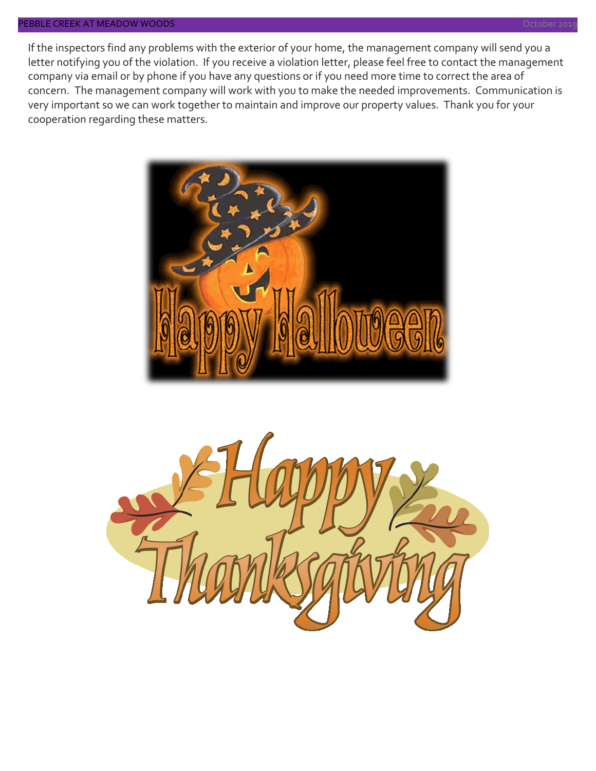If the inspectors find any problems with the exterior of your home, the management company will send you a letter notifying you of the violation. If you receive a violation letter, please feel free to contact the management company via email or by phone if you have any questions or if you need more time to correct the area of concern. The management company will work with you to make the needed improvements. Communication is very important so we can work together to maintain and improve our property values. Thank you for your cooperation regarding these matters.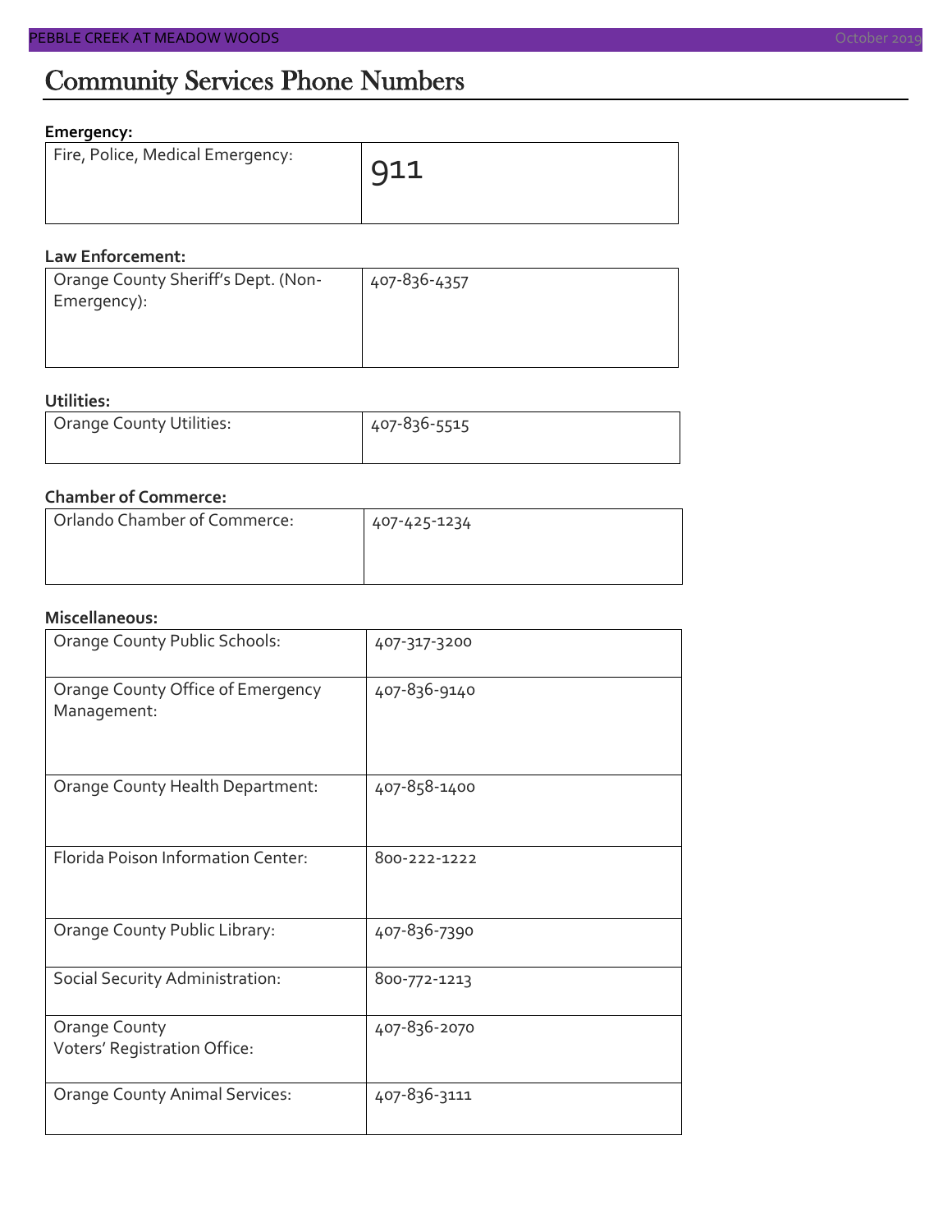# Community Services Phone Numbers

**Emergency:**

| | |
|---|---|
| Fire, Police, Medical Emergency: | 911 |

**Law Enforcement:**

| | |
|---|---|
| Orange County Sheriff's Dept. (Non-Emergency): | 407-836-4357 |

**Utilities:**

| | |
|---|---|
| Orange County Utilities: | 407-836-5515 |

**Chamber of Commerce:**

| | |
|---|---|
| Orlando Chamber of Commerce: | 407-425-1234 |

**Miscellaneous:**

| | |
|---|---|
| Orange County Public Schools: | 407-317-3200 |
| Orange County Office of Emergency Management: | 407-836-9140 |
| Orange County Health Department: | 407-858-1400 |
| Florida Poison Information Center: | 800-222-1222 |
| Orange County Public Library: | 407-836-7390 |
| Social Security Administration: | 800-772-1213 |
| Orange County Voters' Registration Office: | 407-836-2070 |
| Orange County Animal Services: | 407-836-3111 |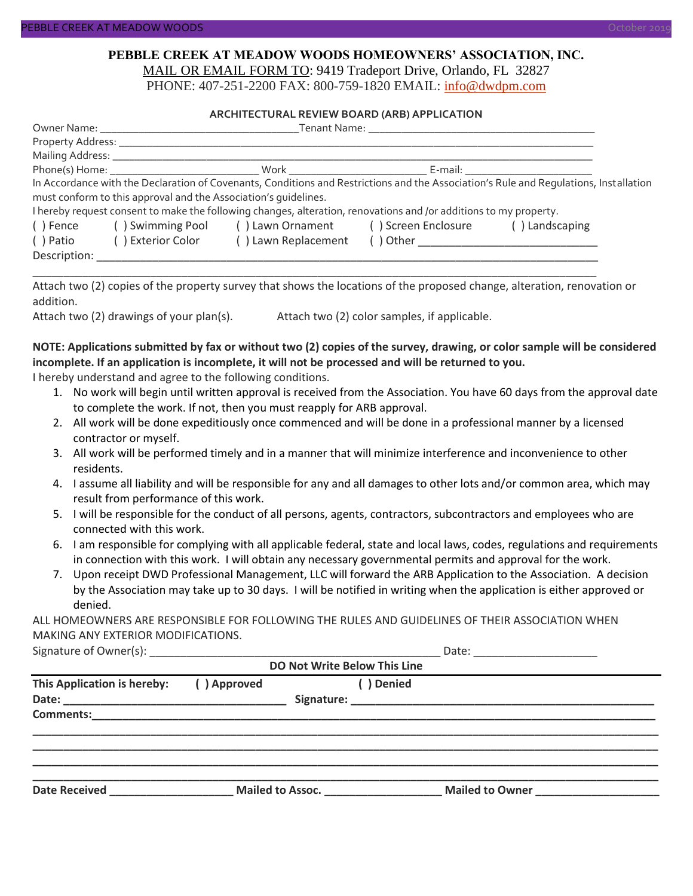**PEBBLE CREEK AT MEADOW WOODS HOMEOWNERS' ASSOCIATION, INC.**

MAIL OR EMAIL FORM TO: 9419 Tradeport Drive, Orlando, FL 32827

PHONE: 407-251-2200 FAX: 800-759-1820 EMAIL: info@dwdpm.com

## ARCHITECTURAL REVIEW BOARD (ARB) APPLICATION

Owner Name: ___________________________________ Tenant Name: _________________________________________

Property Address: _________________________________________________________________________________

Mailing Address: __________________________________________________________________________________

Phone(s) Home: __________________________ Work _________________________ E-mail: ______________________

In Accordance with the Declaration of Covenants, Conditions and Restrictions and the Association's Rule and Regulations, Installation must conform to this approval and the Association's guidelines.

I hereby request consent to make the following changes, alteration, renovations and /or additions to my property.

( ) Fence ( ) Swimming Pool ( ) Lawn Ornament ( ) Screen Enclosure ( ) Landscaping

( ) Patio ( ) Exterior Color ( ) Lawn Replacement ( ) Other ______________________________

Description: _______________________________________________________________________________________

____________________________________________________________________________________________________

Attach two (2) copies of the property survey that shows the locations of the proposed change, alteration, renovation or addition.

Attach two (2) drawings of your plan(s). Attach two (2) color samples, if applicable.

**NOTE: Applications submitted by fax or without two (2) copies of the survey, drawing, or color sample will be considered incomplete. If an application is incomplete, it will not be processed and will be returned to you.**

I hereby understand and agree to the following conditions.

1. No work will begin until written approval is received from the Association. You have 60 days from the approval date to complete the work. If not, then you must reapply for ARB approval.
2. All work will be done expeditiously once commenced and will be done in a professional manner by a licensed contractor or myself.
3. All work will be performed timely and in a manner that will minimize interference and inconvenience to other residents.
4. I assume all liability and will be responsible for any and all damages to other lots and/or common area, which may result from performance of this work.
5. I will be responsible for the conduct of all persons, agents, contractors, subcontractors and employees who are connected with this work.
6. I am responsible for complying with all applicable federal, state and local laws, codes, regulations and requirements in connection with this work. I will obtain any necessary governmental permits and approval for the work.
7. Upon receipt DWD Professional Management, LLC will forward the ARB Application to the Association. A decision by the Association may take up to 30 days. I will be notified in writing when the application is either approved or denied.

ALL HOMEOWNERS ARE RESPONSIBLE FOR FOLLOWING THE RULES AND GUIDELINES OF THEIR ASSOCIATION WHEN MAKING ANY EXTERIOR MODIFICATIONS.

Signature of Owner(s): _________________________________________________ Date: ____________________

**DO Not Write Below This Line**

**This Application is hereby: ( ) Approved ( ) Denied**

**Date:** ___________________________________ **Signature:** ___________________________________________________

**Comments:**______________________________________________________________________________________________

____________________________________________________________________________________________________

____________________________________________________________________________________________________

____________________________________________________________________________________________________

____________________________________________________________________________________________________

**Date Received** ____________________ **Mailed to Assoc.** ___________________ **Mailed to Owner** ____________________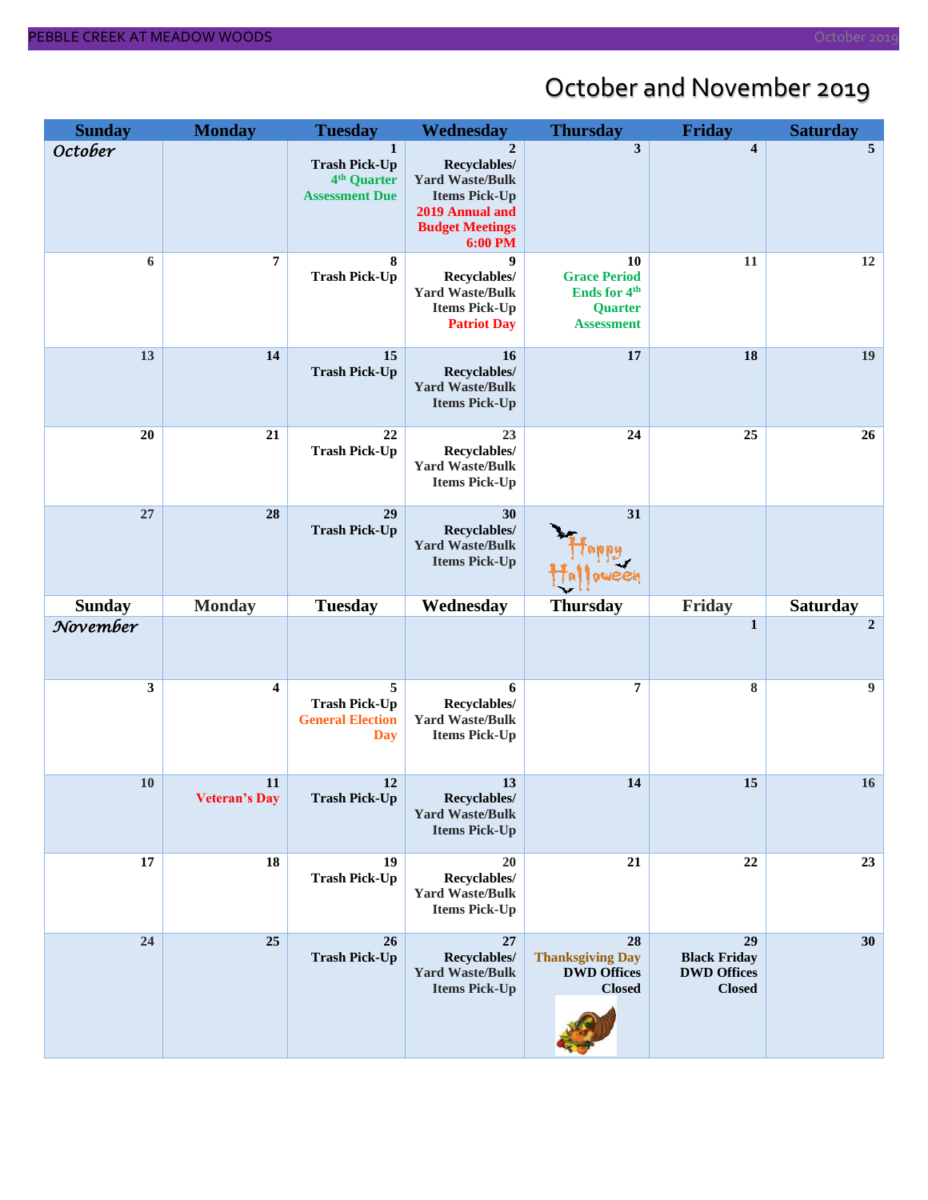# October and November 2019

| Sunday | Monday | Tuesday | Wednesday | Thursday | Friday | Saturday |
|---|---|---|---|---|---|---|
| *October* | | **1** Trash Pick-Up 4th Quarter Assessment Due | **2** Recyclables/ Yard Waste/Bulk Items Pick-Up 2019 Annual and Budget Meetings 6:00 PM | **3** | **4** | **5** |
| **6** | **7** | **8** Trash Pick-Up | **9** Recyclables/ Yard Waste/Bulk Items Pick-Up Patriot Day | **10** Grace Period Ends for 4th Quarter Assessment | **11** | **12** |
| **13** | **14** | **15** Trash Pick-Up | **16** Recyclables/ Yard Waste/Bulk Items Pick-Up | **17** | **18** | **19** |
| **20** | **21** | **22** Trash Pick-Up | **23** Recyclables/ Yard Waste/Bulk Items Pick-Up | **24** | **25** | **26** |
| **27** | **28** | **29** Trash Pick-Up | **30** Recyclables/ Yard Waste/Bulk Items Pick-Up | **31** Happy Halloween | | |

| Sunday | Monday | Tuesday | Wednesday | Thursday | Friday | Saturday |
|---|---|---|---|---|---|---|
| *November* | | | | | **1** | **2** |
| **3** | **4** | **5** Trash Pick-Up General Election Day | **6** Recyclables/ Yard Waste/Bulk Items Pick-Up | **7** | **8** | **9** |
| **10** | **11** Veteran's Day | **12** Trash Pick-Up | **13** Recyclables/ Yard Waste/Bulk Items Pick-Up | **14** | **15** | **16** |
| **17** | **18** | **19** Trash Pick-Up | **20** Recyclables/ Yard Waste/Bulk Items Pick-Up | **21** | **22** | **23** |
| **24** | **25** | **26** Trash Pick-Up | **27** Recyclables/ Yard Waste/Bulk Items Pick-Up | **28** Thanksgiving Day DWD Offices Closed | **29** Black Friday DWD Offices Closed | **30** |